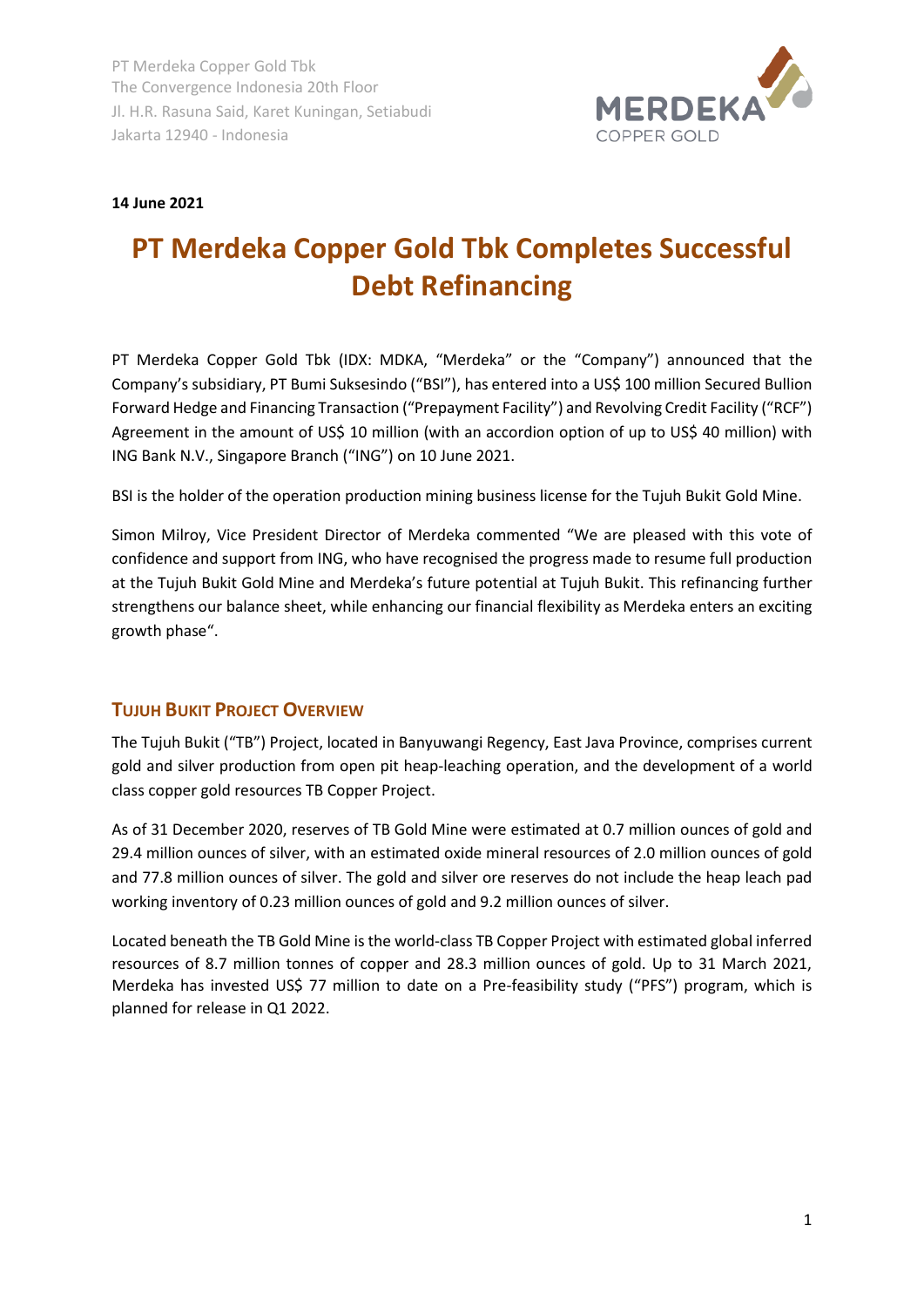PT Merdeka Copper Gold Tbk
The Convergence Indonesia 20th Floor
Jl. H.R. Rasuna Said, Karet Kuningan, Setiabudi
Jakarta 12940 - Indonesia

**14 June 2021**

# PT Merdeka Copper Gold Tbk Completes Successful Debt Refinancing

PT Merdeka Copper Gold Tbk (IDX: MDKA, "Merdeka" or the "Company") announced that the Company's subsidiary, PT Bumi Suksesindo ("BSI"), has entered into a US$ 100 million Secured Bullion Forward Hedge and Financing Transaction ("Prepayment Facility") and Revolving Credit Facility ("RCF") Agreement in the amount of US$ 10 million (with an accordion option of up to US$ 40 million) with ING Bank N.V., Singapore Branch ("ING") on 10 June 2021.

BSI is the holder of the operation production mining business license for the Tujuh Bukit Gold Mine.

Simon Milroy, Vice President Director of Merdeka commented "We are pleased with this vote of confidence and support from ING, who have recognised the progress made to resume full production at the Tujuh Bukit Gold Mine and Merdeka's future potential at Tujuh Bukit. This refinancing further strengthens our balance sheet, while enhancing our financial flexibility as Merdeka enters an exciting growth phase".

## Tujuh Bukit Project Overview

The Tujuh Bukit ("TB") Project, located in Banyuwangi Regency, East Java Province, comprises current gold and silver production from open pit heap-leaching operation, and the development of a world class copper gold resources TB Copper Project.

As of 31 December 2020, reserves of TB Gold Mine were estimated at 0.7 million ounces of gold and 29.4 million ounces of silver, with an estimated oxide mineral resources of 2.0 million ounces of gold and 77.8 million ounces of silver. The gold and silver ore reserves do not include the heap leach pad working inventory of 0.23 million ounces of gold and 9.2 million ounces of silver.

Located beneath the TB Gold Mine is the world-class TB Copper Project with estimated global inferred resources of 8.7 million tonnes of copper and 28.3 million ounces of gold. Up to 31 March 2021, Merdeka has invested US$ 77 million to date on a Pre-feasibility study ("PFS") program, which is planned for release in Q1 2022.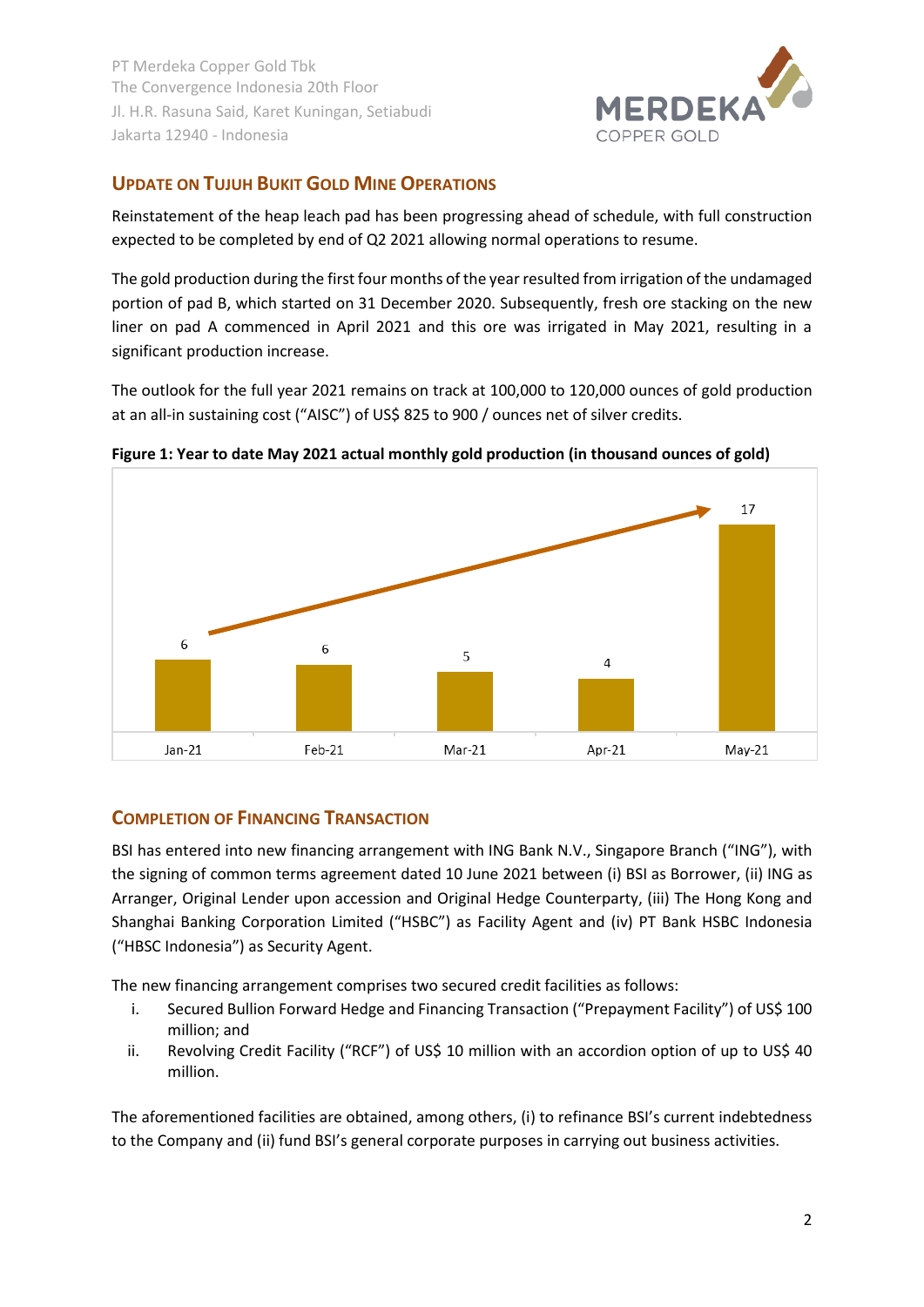PT Merdeka Copper Gold Tbk
The Convergence Indonesia 20th Floor
Jl. H.R. Rasuna Said, Karet Kuningan, Setiabudi
Jakarta 12940 - Indonesia

## UPDATE ON TUJUH BUKIT GOLD MINE OPERATIONS

Reinstatement of the heap leach pad has been progressing ahead of schedule, with full construction expected to be completed by end of Q2 2021 allowing normal operations to resume.

The gold production during the first four months of the year resulted from irrigation of the undamaged portion of pad B, which started on 31 December 2020. Subsequently, fresh ore stacking on the new liner on pad A commenced in April 2021 and this ore was irrigated in May 2021, resulting in a significant production increase.

The outlook for the full year 2021 remains on track at 100,000 to 120,000 ounces of gold production at an all-in sustaining cost ("AISC") of US$ 825 to 900 / ounces net of silver credits.

**Figure 1: Year to date May 2021 actual monthly gold production (in thousand ounces of gold)**

| Jan-21 | Feb-21 | Mar-21 | Apr-21 | May-21 |
|---|---|---|---|---|
| 6 | 6 | 5 | 4 | 17 |

## COMPLETION OF FINANCING TRANSACTION

BSI has entered into new financing arrangement with ING Bank N.V., Singapore Branch ("ING"), with the signing of common terms agreement dated 10 June 2021 between (i) BSI as Borrower, (ii) ING as Arranger, Original Lender upon accession and Original Hedge Counterparty, (iii) The Hong Kong and Shanghai Banking Corporation Limited ("HSBC") as Facility Agent and (iv) PT Bank HSBC Indonesia ("HBSC Indonesia") as Security Agent.

The new financing arrangement comprises two secured credit facilities as follows:

i. Secured Bullion Forward Hedge and Financing Transaction ("Prepayment Facility") of US$ 100 million; and
ii. Revolving Credit Facility ("RCF") of US$ 10 million with an accordion option of up to US$ 40 million.

The aforementioned facilities are obtained, among others, (i) to refinance BSI's current indebtedness to the Company and (ii) fund BSI's general corporate purposes in carrying out business activities.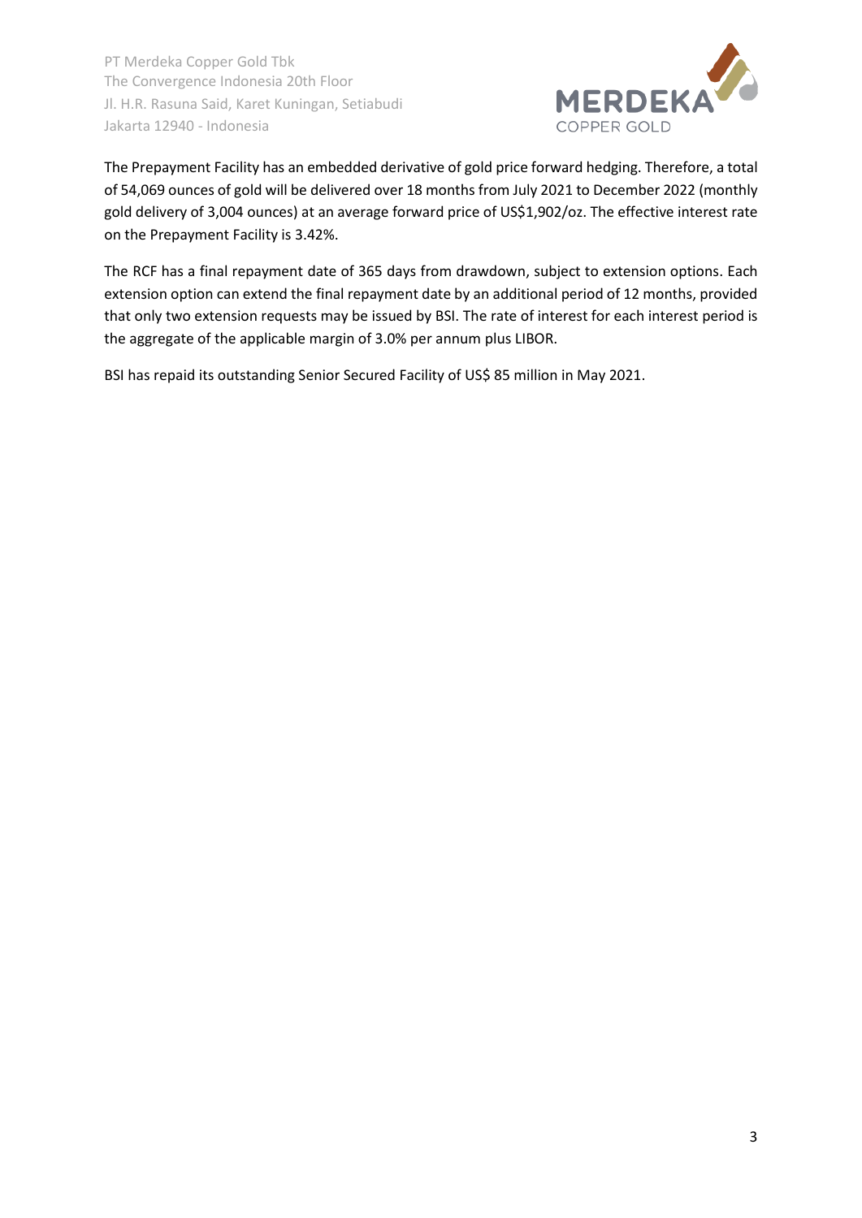The Prepayment Facility has an embedded derivative of gold price forward hedging. Therefore, a total of 54,069 ounces of gold will be delivered over 18 months from July 2021 to December 2022 (monthly gold delivery of 3,004 ounces) at an average forward price of US$1,902/oz. The effective interest rate on the Prepayment Facility is 3.42%.

The RCF has a final repayment date of 365 days from drawdown, subject to extension options. Each extension option can extend the final repayment date by an additional period of 12 months, provided that only two extension requests may be issued by BSI. The rate of interest for each interest period is the aggregate of the applicable margin of 3.0% per annum plus LIBOR.

BSI has repaid its outstanding Senior Secured Facility of US$ 85 million in May 2021.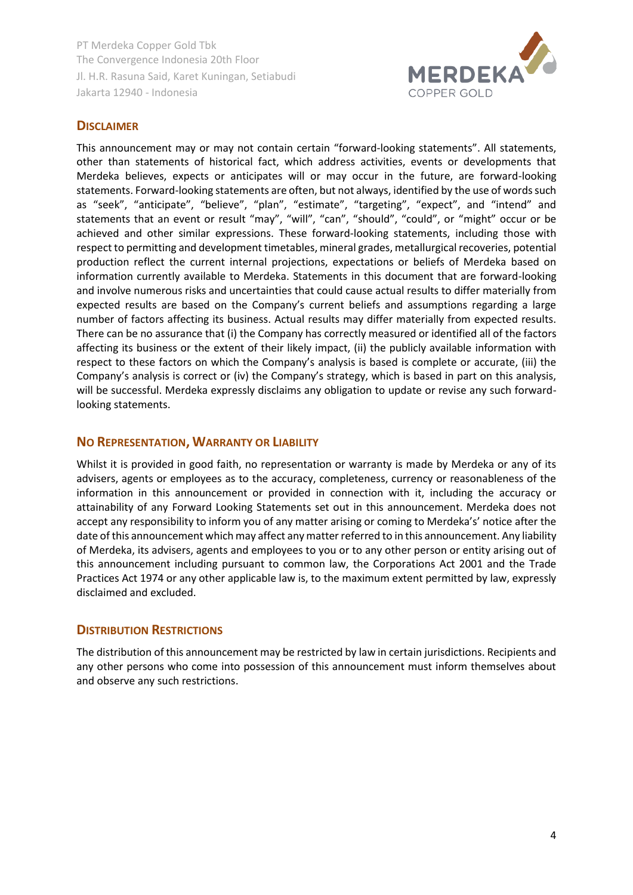## Disclaimer

This announcement may or may not contain certain "forward-looking statements". All statements, other than statements of historical fact, which address activities, events or developments that Merdeka believes, expects or anticipates will or may occur in the future, are forward-looking statements. Forward-looking statements are often, but not always, identified by the use of words such as "seek", "anticipate", "believe", "plan", "estimate", "targeting", "expect", and "intend" and statements that an event or result "may", "will", "can", "should", "could", or "might" occur or be achieved and other similar expressions. These forward-looking statements, including those with respect to permitting and development timetables, mineral grades, metallurgical recoveries, potential production reflect the current internal projections, expectations or beliefs of Merdeka based on information currently available to Merdeka. Statements in this document that are forward-looking and involve numerous risks and uncertainties that could cause actual results to differ materially from expected results are based on the Company's current beliefs and assumptions regarding a large number of factors affecting its business. Actual results may differ materially from expected results. There can be no assurance that (i) the Company has correctly measured or identified all of the factors affecting its business or the extent of their likely impact, (ii) the publicly available information with respect to these factors on which the Company's analysis is based is complete or accurate, (iii) the Company's analysis is correct or (iv) the Company's strategy, which is based in part on this analysis, will be successful. Merdeka expressly disclaims any obligation to update or revise any such forward-looking statements.

## No Representation, Warranty or Liability

Whilst it is provided in good faith, no representation or warranty is made by Merdeka or any of its advisers, agents or employees as to the accuracy, completeness, currency or reasonableness of the information in this announcement or provided in connection with it, including the accuracy or attainability of any Forward Looking Statements set out in this announcement. Merdeka does not accept any responsibility to inform you of any matter arising or coming to Merdeka's' notice after the date of this announcement which may affect any matter referred to in this announcement. Any liability of Merdeka, its advisers, agents and employees to you or to any other person or entity arising out of this announcement including pursuant to common law, the Corporations Act 2001 and the Trade Practices Act 1974 or any other applicable law is, to the maximum extent permitted by law, expressly disclaimed and excluded.

## Distribution Restrictions

The distribution of this announcement may be restricted by law in certain jurisdictions. Recipients and any other persons who come into possession of this announcement must inform themselves about and observe any such restrictions.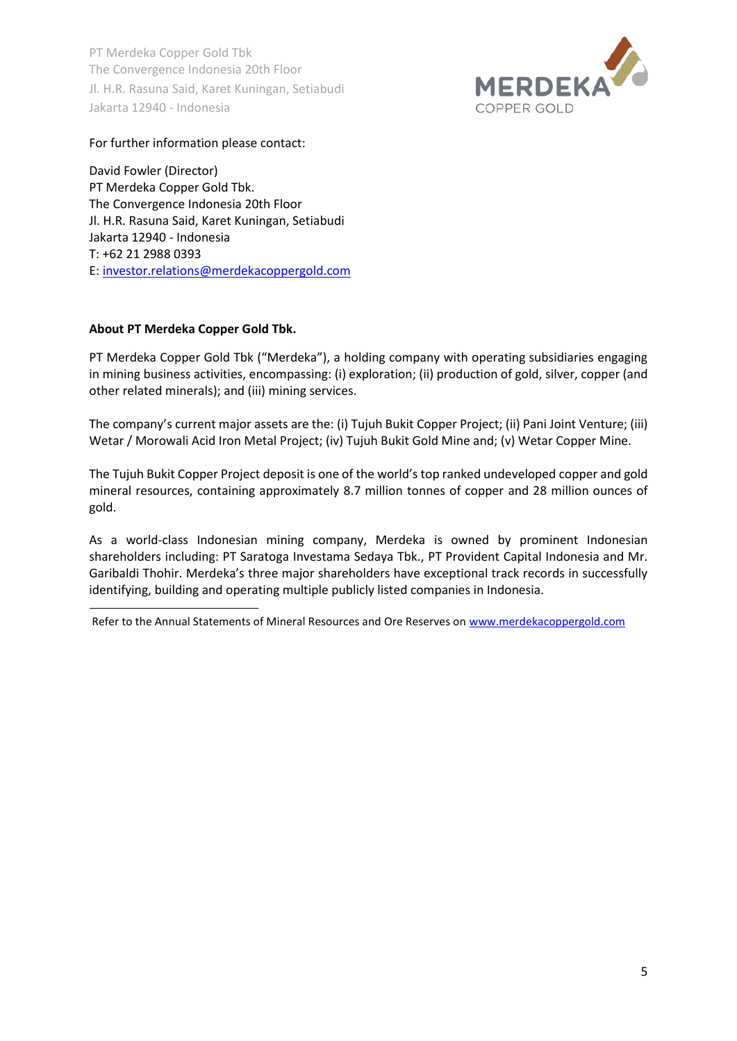PT Merdeka Copper Gold Tbk
The Convergence Indonesia 20th Floor
Jl. H.R. Rasuna Said, Karet Kuningan, Setiabudi
Jakarta 12940 - Indonesia

For further information please contact:

David Fowler (Director)
PT Merdeka Copper Gold Tbk.
The Convergence Indonesia 20th Floor
Jl. H.R. Rasuna Said, Karet Kuningan, Setiabudi
Jakarta 12940 - Indonesia
T: +62 21 2988 0393
E: investor.relations@merdekacoppergold.com

**About PT Merdeka Copper Gold Tbk.**

PT Merdeka Copper Gold Tbk ("Merdeka"), a holding company with operating subsidiaries engaging in mining business activities, encompassing: (i) exploration; (ii) production of gold, silver, copper (and other related minerals); and (iii) mining services.

The company's current major assets are the: (i) Tujuh Bukit Copper Project; (ii) Pani Joint Venture; (iii) Wetar / Morowali Acid Iron Metal Project; (iv) Tujuh Bukit Gold Mine and; (v) Wetar Copper Mine.

The Tujuh Bukit Copper Project deposit is one of the world's top ranked undeveloped copper and gold mineral resources, containing approximately 8.7 million tonnes of copper and 28 million ounces of gold.

As a world-class Indonesian mining company, Merdeka is owned by prominent Indonesian shareholders including: PT Saratoga Investama Sedaya Tbk., PT Provident Capital Indonesia and Mr. Garibaldi Thohir. Merdeka's three major shareholders have exceptional track records in successfully identifying, building and operating multiple publicly listed companies in Indonesia.

---

Refer to the Annual Statements of Mineral Resources and Ore Reserves on www.merdekacoppergold.com